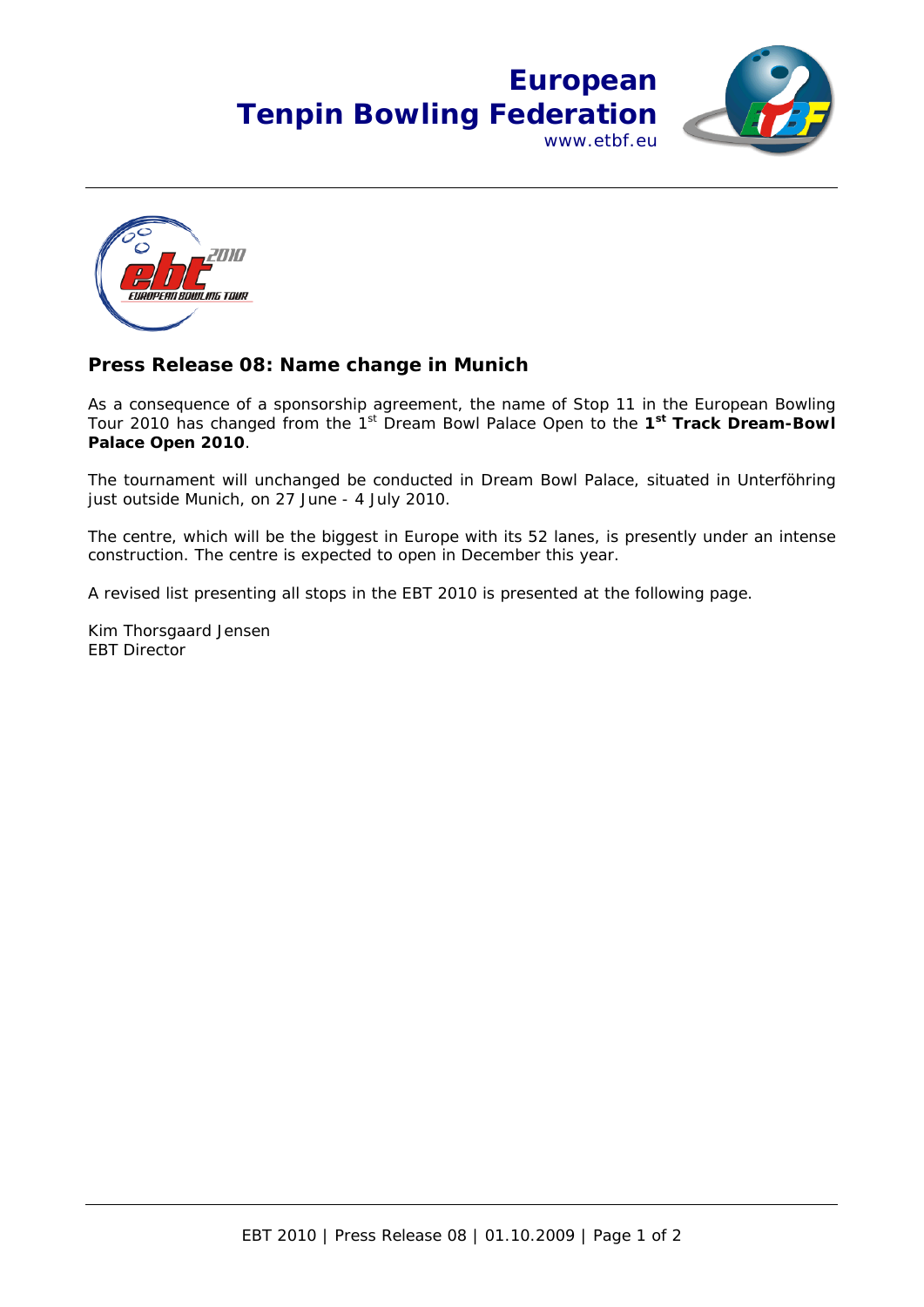# European Tenpin Bowling Federation

www.etbf.eu

## Press Release 08: Name change in Munich

As a consequence of a sponsorship agreement, the name of Stop 11 in the European Bowling Tour 2010 has changed from the 1st Dream Bowl Palace Open to the **1st Track Dream-Bowl Palace Open 2010**.

The tournament will unchanged be conducted in Dream Bowl Palace, situated in Unterföhring just outside Munich, on 27 June - 4 July 2010.

The centre, which will be the biggest in Europe with its 52 lanes, is presently under an intense construction. The centre is expected to open in December this year.

A revised list presenting all stops in the EBT 2010 is presented at the following page.

Kim Thorsgaard Jensen
EBT Director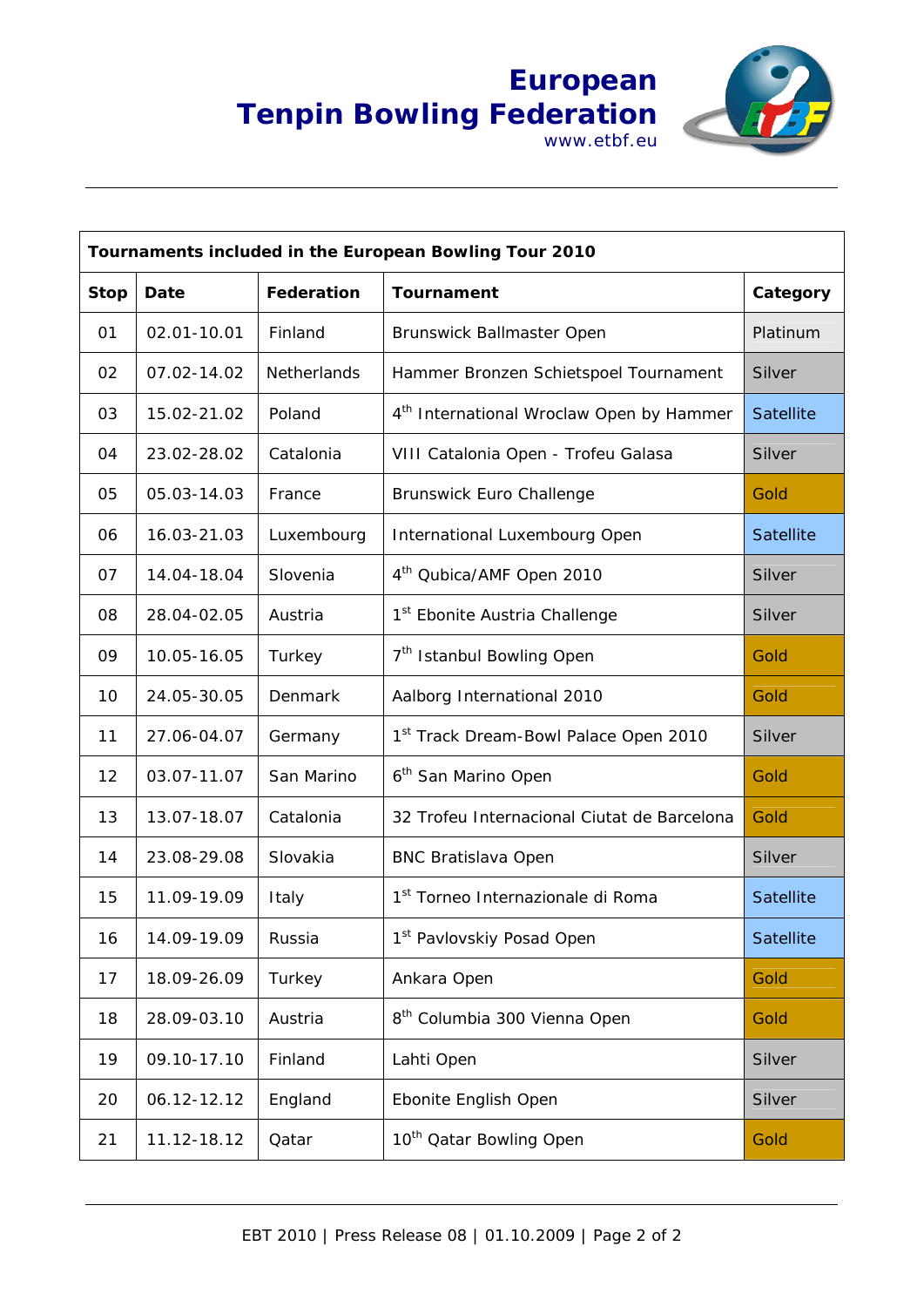# European Tenpin Bowling Federation

www.etbf.eu

| Tournaments included in the European Bowling Tour 2010 | | | | |
|---|---|---|---|---|
| **Stop** | **Date** | **Federation** | **Tournament** | **Category** |
| 01 | 02.01-10.01 | Finland | Brunswick Ballmaster Open | Platinum |
| 02 | 07.02-14.02 | Netherlands | Hammer Bronzen Schietspoel Tournament | Silver |
| 03 | 15.02-21.02 | Poland | 4th International Wroclaw Open by Hammer | Satellite |
| 04 | 23.02-28.02 | Catalonia | VIII Catalonia Open - Trofeu Galasa | Silver |
| 05 | 05.03-14.03 | France | Brunswick Euro Challenge | Gold |
| 06 | 16.03-21.03 | Luxembourg | International Luxembourg Open | Satellite |
| 07 | 14.04-18.04 | Slovenia | 4th Qubica/AMF Open 2010 | Silver |
| 08 | 28.04-02.05 | Austria | 1st Ebonite Austria Challenge | Silver |
| 09 | 10.05-16.05 | Turkey | 7th Istanbul Bowling Open | Gold |
| 10 | 24.05-30.05 | Denmark | Aalborg International 2010 | Gold |
| 11 | 27.06-04.07 | Germany | 1st Track Dream-Bowl Palace Open 2010 | Silver |
| 12 | 03.07-11.07 | San Marino | 6th San Marino Open | Gold |
| 13 | 13.07-18.07 | Catalonia | 32 Trofeu Internacional Ciutat de Barcelona | Gold |
| 14 | 23.08-29.08 | Slovakia | BNC Bratislava Open | Silver |
| 15 | 11.09-19.09 | Italy | 1st Torneo Internazionale di Roma | Satellite |
| 16 | 14.09-19.09 | Russia | 1st Pavlovskiy Posad Open | Satellite |
| 17 | 18.09-26.09 | Turkey | Ankara Open | Gold |
| 18 | 28.09-03.10 | Austria | 8th Columbia 300 Vienna Open | Gold |
| 19 | 09.10-17.10 | Finland | Lahti Open | Silver |
| 20 | 06.12-12.12 | England | Ebonite English Open | Silver |
| 21 | 11.12-18.12 | Qatar | 10th Qatar Bowling Open | Gold |